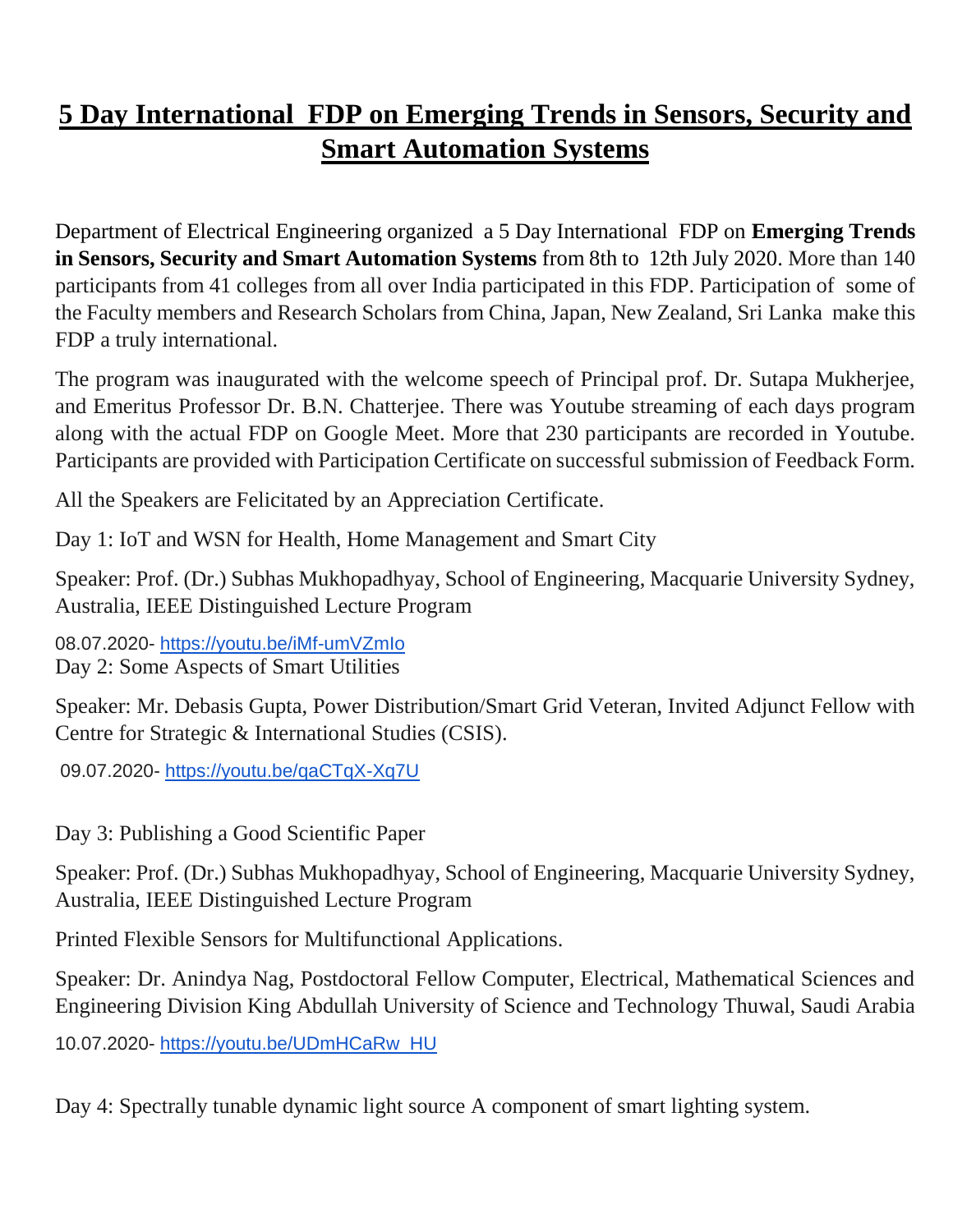# 5 Day International FDP on Emerging Trends in Sensors, Security and Smart Automation Systems

Department of Electrical Engineering organized a 5 Day International FDP on **Emerging Trends in Sensors, Security and Smart Automation Systems** from 8th to 12th July 2020. More than 140 participants from 41 colleges from all over India participated in this FDP. Participation of some of the Faculty members and Research Scholars from China, Japan, New Zealand, Sri Lanka make this FDP a truly international.

The program was inaugurated with the welcome speech of Principal prof. Dr. Sutapa Mukherjee, and Emeritus Professor Dr. B.N. Chatterjee. There was Youtube streaming of each days program along with the actual FDP on Google Meet. More that 230 participants are recorded in Youtube. Participants are provided with Participation Certificate on successful submission of Feedback Form.

All the Speakers are Felicitated by an Appreciation Certificate.

Day 1: IoT and WSN for Health, Home Management and Smart City

Speaker: Prof. (Dr.) Subhas Mukhopadhyay, School of Engineering, Macquarie University Sydney, Australia, IEEE Distinguished Lecture Program

08.07.2020- https://youtu.be/iMf-umVZmIo

Day 2: Some Aspects of Smart Utilities

Speaker: Mr. Debasis Gupta, Power Distribution/Smart Grid Veteran, Invited Adjunct Fellow with Centre for Strategic & International Studies (CSIS).

09.07.2020- https://youtu.be/qaCTqX-Xq7U

Day 3: Publishing a Good Scientific Paper

Speaker: Prof. (Dr.) Subhas Mukhopadhyay, School of Engineering, Macquarie University Sydney, Australia, IEEE Distinguished Lecture Program

Printed Flexible Sensors for Multifunctional Applications.

Speaker: Dr. Anindya Nag, Postdoctoral Fellow Computer, Electrical, Mathematical Sciences and Engineering Division King Abdullah University of Science and Technology Thuwal, Saudi Arabia

10.07.2020- https://youtu.be/UDmHCaRw_HU

Day 4: Spectrally tunable dynamic light source A component of smart lighting system.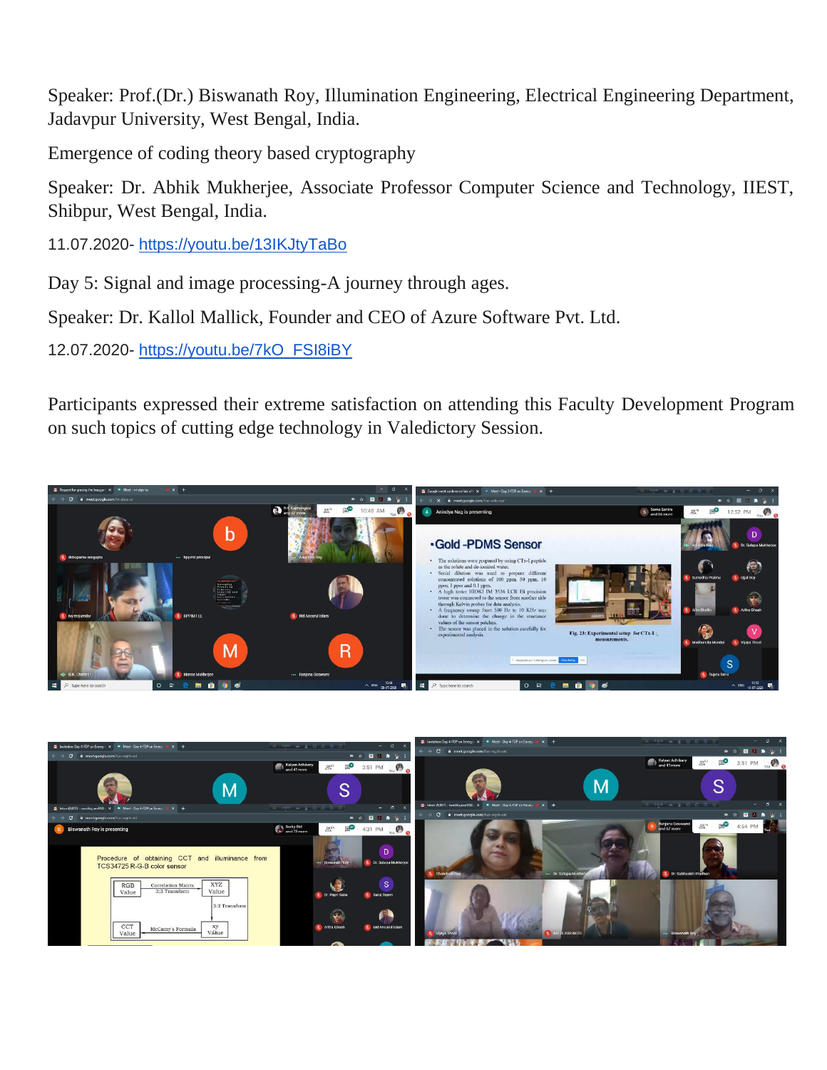Speaker: Prof.(Dr.) Biswanath Roy, Illumination Engineering, Electrical Engineering Department, Jadavpur University, West Bengal, India.

Emergence of coding theory based cryptography

Speaker: Dr. Abhik Mukherjee, Associate Professor Computer Science and Technology, IIEST, Shibpur, West Bengal, India.

11.07.2020- https://youtu.be/13IKJtyTaBo

Day 5: Signal and image processing-A journey through ages.

Speaker: Dr. Kallol Mallick, Founder and CEO of Azure Software Pvt. Ltd.

12.07.2020- https://youtu.be/7kO_FSI8iBY

Participants expressed their extreme satisfaction on attending this Faculty Development Program on such topics of cutting edge technology in Valedictory Session.